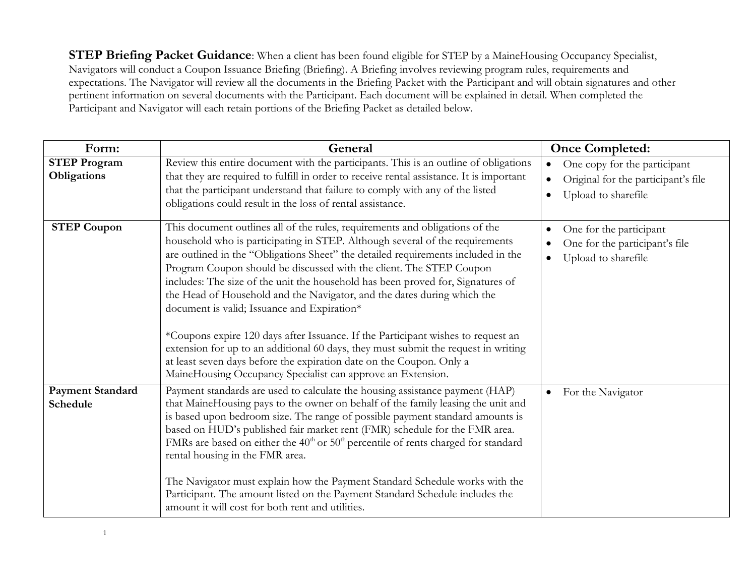**STEP Briefing Packet Guidance**: When a client has been found eligible for STEP by a MaineHousing Occupancy Specialist, Navigators will conduct a Coupon Issuance Briefing (Briefing). A Briefing involves reviewing program rules, requirements and expectations. The Navigator will review all the documents in the Briefing Packet with the Participant and will obtain signatures and other pertinent information on several documents with the Participant. Each document will be explained in detail. When completed the Participant and Navigator will each retain portions of the Briefing Packet as detailed below.

| Form: | General | Once Completed: |
|---|---|---|
| **STEP Program Obligations** | Review this entire document with the participants. This is an outline of obligations that they are required to fulfill in order to receive rental assistance. It is important that the participant understand that failure to comply with any of the listed obligations could result in the loss of rental assistance. | • One copy for the participant<br>• Original for the participant's file<br>• Upload to sharefile |
| **STEP Coupon** | This document outlines all of the rules, requirements and obligations of the household who is participating in STEP. Although several of the requirements are outlined in the "Obligations Sheet" the detailed requirements included in the Program Coupon should be discussed with the client. The STEP Coupon includes: The size of the unit the household has been proved for, Signatures of the Head of Household and the Navigator, and the dates during which the document is valid; Issuance and Expiration*<br><br>*Coupons expire 120 days after Issuance. If the Participant wishes to request an extension for up to an additional 60 days, they must submit the request in writing at least seven days before the expiration date on the Coupon. Only a MaineHousing Occupancy Specialist can approve an Extension. | • One for the participant<br>• One for the participant's file<br>• Upload to sharefile |
| **Payment Standard Schedule** | Payment standards are used to calculate the housing assistance payment (HAP) that MaineHousing pays to the owner on behalf of the family leasing the unit and is based upon bedroom size. The range of possible payment standard amounts is based on HUD's published fair market rent (FMR) schedule for the FMR area. FMRs are based on either the 40th or 50th percentile of rents charged for standard rental housing in the FMR area.<br><br>The Navigator must explain how the Payment Standard Schedule works with the Participant. The amount listed on the Payment Standard Schedule includes the amount it will cost for both rent and utilities. | • For the Navigator |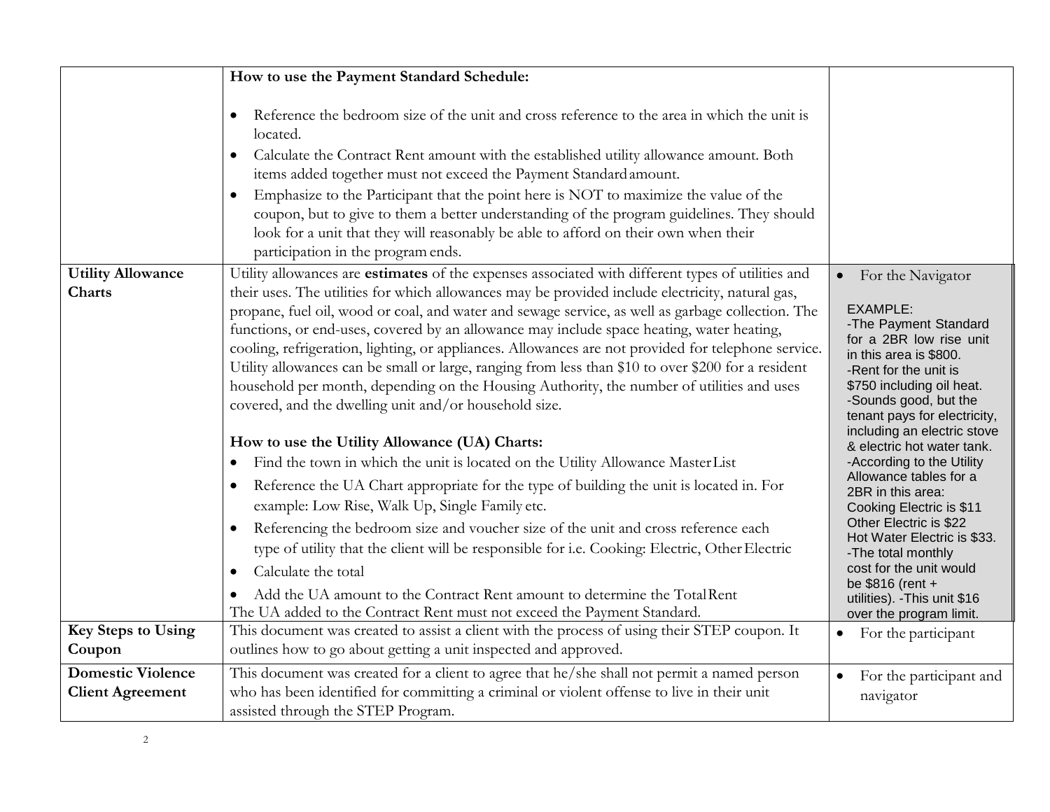| | | |
|---|---|---|
| | **How to use the Payment Standard Schedule:**<br><br>• Reference the bedroom size of the unit and cross reference to the area in which the unit is located.<br>• Calculate the Contract Rent amount with the established utility allowance amount. Both items added together must not exceed the Payment Standard amount.<br>• Emphasize to the Participant that the point here is NOT to maximize the value of the coupon, but to give to them a better understanding of the program guidelines. They should look for a unit that they will reasonably be able to afford on their own when their participation in the program ends. | |
| **Utility Allowance Charts** | Utility allowances are **estimates** of the expenses associated with different types of utilities and their uses. The utilities for which allowances may be provided include electricity, natural gas, propane, fuel oil, wood or coal, and water and sewage service, as well as garbage collection. The functions, or end-uses, covered by an allowance may include space heating, water heating, cooling, refrigeration, lighting, or appliances. Allowances are not provided for telephone service. Utility allowances can be small or large, ranging from less than $10 to over $200 for a resident household per month, depending on the Housing Authority, the number of utilities and uses covered, and the dwelling unit and/or household size.<br><br>**How to use the Utility Allowance (UA) Charts:**<br>• Find the town in which the unit is located on the Utility Allowance Master List<br>• Reference the UA Chart appropriate for the type of building the unit is located in. For example: Low Rise, Walk Up, Single Family etc.<br>• Referencing the bedroom size and voucher size of the unit and cross reference each type of utility that the client will be responsible for i.e. Cooking: Electric, Other Electric<br>• Calculate the total<br>• Add the UA amount to the Contract Rent amount to determine the Total Rent<br>The UA added to the Contract Rent must not exceed the Payment Standard. | • For the Navigator<br><br>EXAMPLE:<br>-The Payment Standard for a 2BR low rise unit in this area is $800.<br>-Rent for the unit is $750 including oil heat.<br>-Sounds good, but the tenant pays for electricity, including an electric stove & electric hot water tank.<br>-According to the Utility Allowance tables for a 2BR in this area:<br>Cooking Electric is $11<br>Other Electric is $22<br>Hot Water Electric is $33.<br>-The total monthly cost for the unit would be $816 (rent + utilities). -This unit $16 over the program limit. |
| **Key Steps to Using Coupon** | This document was created to assist a client with the process of using their STEP coupon. It outlines how to go about getting a unit inspected and approved. | • For the participant |
| **Domestic Violence Client Agreement** | This document was created for a client to agree that he/she shall not permit a named person who has been identified for committing a criminal or violent offense to live in their unit assisted through the STEP Program. | • For the participant and navigator |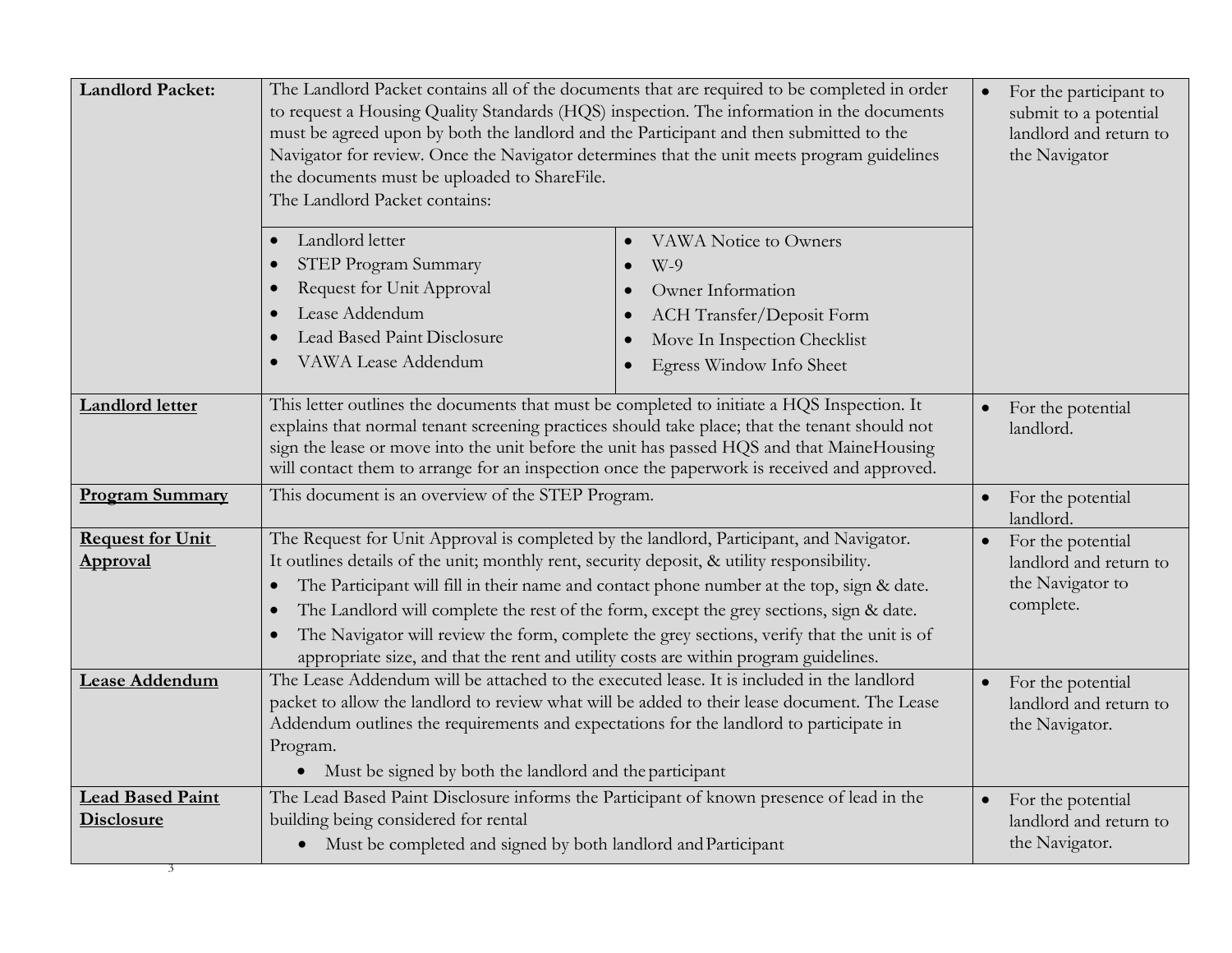| | | |
|---|---|---|
| **Landlord Packet:** | The Landlord Packet contains all of the documents that are required to be completed in order to request a Housing Quality Standards (HQS) inspection. The information in the documents must be agreed upon by both the landlord and the Participant and then submitted to the Navigator for review. Once the Navigator determines that the unit meets program guidelines the documents must be uploaded to ShareFile.<br>The Landlord Packet contains:<br><br>• Landlord letter<br>• STEP Program Summary<br>• Request for Unit Approval<br>• Lease Addendum<br>• Lead Based Paint Disclosure<br>• VAWA Lease Addendum<br>• VAWA Notice to Owners<br>• W-9<br>• Owner Information<br>• ACH Transfer/Deposit Form<br>• Move In Inspection Checklist<br>• Egress Window Info Sheet | • For the participant to submit to a potential landlord and return to the Navigator |
| **Landlord letter** | This letter outlines the documents that must be completed to initiate a HQS Inspection. It explains that normal tenant screening practices should take place; that the tenant should not sign the lease or move into the unit before the unit has passed HQS and that MaineHousing will contact them to arrange for an inspection once the paperwork is received and approved. | • For the potential landlord. |
| **Program Summary** | This document is an overview of the STEP Program. | • For the potential landlord. |
| **Request for Unit Approval** | The Request for Unit Approval is completed by the landlord, Participant, and Navigator. It outlines details of the unit; monthly rent, security deposit, & utility responsibility.<br>• The Participant will fill in their name and contact phone number at the top, sign & date.<br>• The Landlord will complete the rest of the form, except the grey sections, sign & date.<br>• The Navigator will review the form, complete the grey sections, verify that the unit is of appropriate size, and that the rent and utility costs are within program guidelines. | • For the potential landlord and return to the Navigator to complete. |
| **Lease Addendum** | The Lease Addendum will be attached to the executed lease. It is included in the landlord packet to allow the landlord to review what will be added to their lease document. The Lease Addendum outlines the requirements and expectations for the landlord to participate in Program.<br>• Must be signed by both the landlord and the participant | • For the potential landlord and return to the Navigator. |
| **Lead Based Paint Disclosure** | The Lead Based Paint Disclosure informs the Participant of known presence of lead in the building being considered for rental<br>• Must be completed and signed by both landlord and Participant | • For the potential landlord and return to the Navigator. |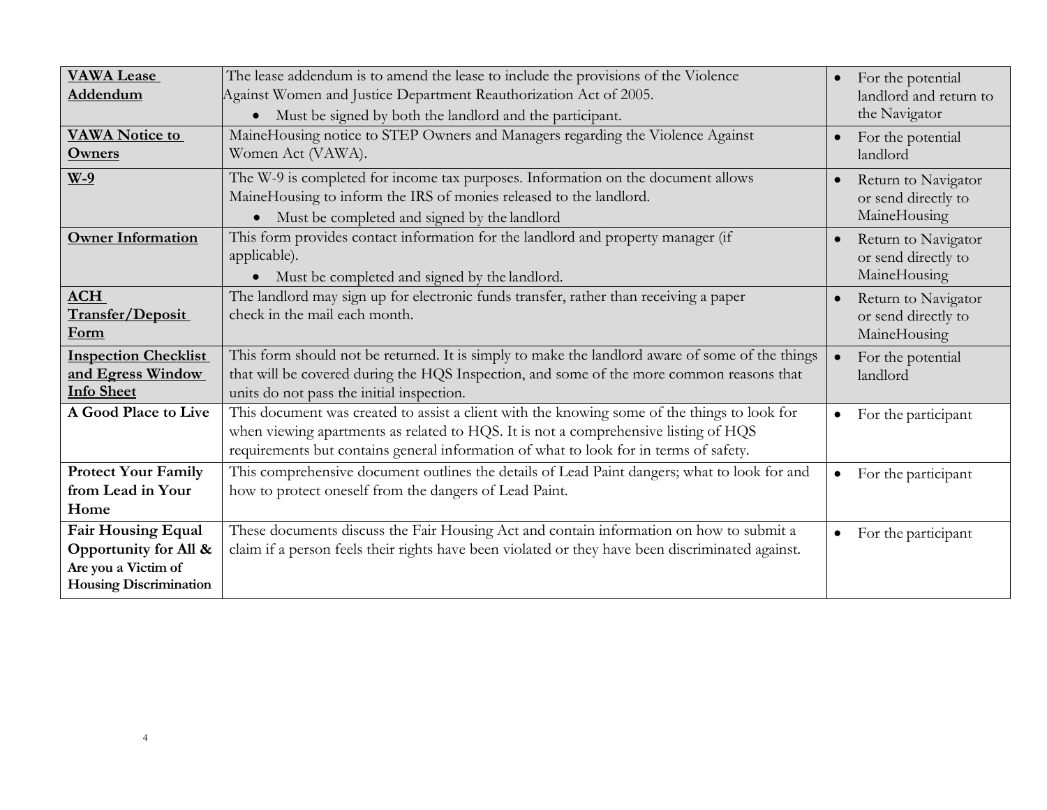| | | |
|---|---|---|
| **VAWA Lease Addendum** | The lease addendum is to amend the lease to include the provisions of the Violence Against Women and Justice Department Reauthorization Act of 2005.<br>• Must be signed by both the landlord and the participant. | • For the potential landlord and return to the Navigator |
| **VAWA Notice to Owners** | MaineHousing notice to STEP Owners and Managers regarding the Violence Against Women Act (VAWA). | • For the potential landlord |
| **W-9** | The W-9 is completed for income tax purposes. Information on the document allows MaineHousing to inform the IRS of monies released to the landlord.<br>• Must be completed and signed by the landlord | • Return to Navigator or send directly to MaineHousing |
| **Owner Information** | This form provides contact information for the landlord and property manager (if applicable).<br>• Must be completed and signed by the landlord. | • Return to Navigator or send directly to MaineHousing |
| **ACH Transfer/Deposit Form** | The landlord may sign up for electronic funds transfer, rather than receiving a paper check in the mail each month. | • Return to Navigator or send directly to MaineHousing |
| **Inspection Checklist and Egress Window Info Sheet** | This form should not be returned. It is simply to make the landlord aware of some of the things that will be covered during the HQS Inspection, and some of the more common reasons that units do not pass the initial inspection. | • For the potential landlord |
| **A Good Place to Live** | This document was created to assist a client with the knowing some of the things to look for when viewing apartments as related to HQS. It is not a comprehensive listing of HQS requirements but contains general information of what to look for in terms of safety. | • For the participant |
| **Protect Your Family from Lead in Your Home** | This comprehensive document outlines the details of Lead Paint dangers; what to look for and how to protect oneself from the dangers of Lead Paint. | • For the participant |
| **Fair Housing Equal Opportunity for All & Are you a Victim of Housing Discrimination** | These documents discuss the Fair Housing Act and contain information on how to submit a claim if a person feels their rights have been violated or they have been discriminated against. | • For the participant |